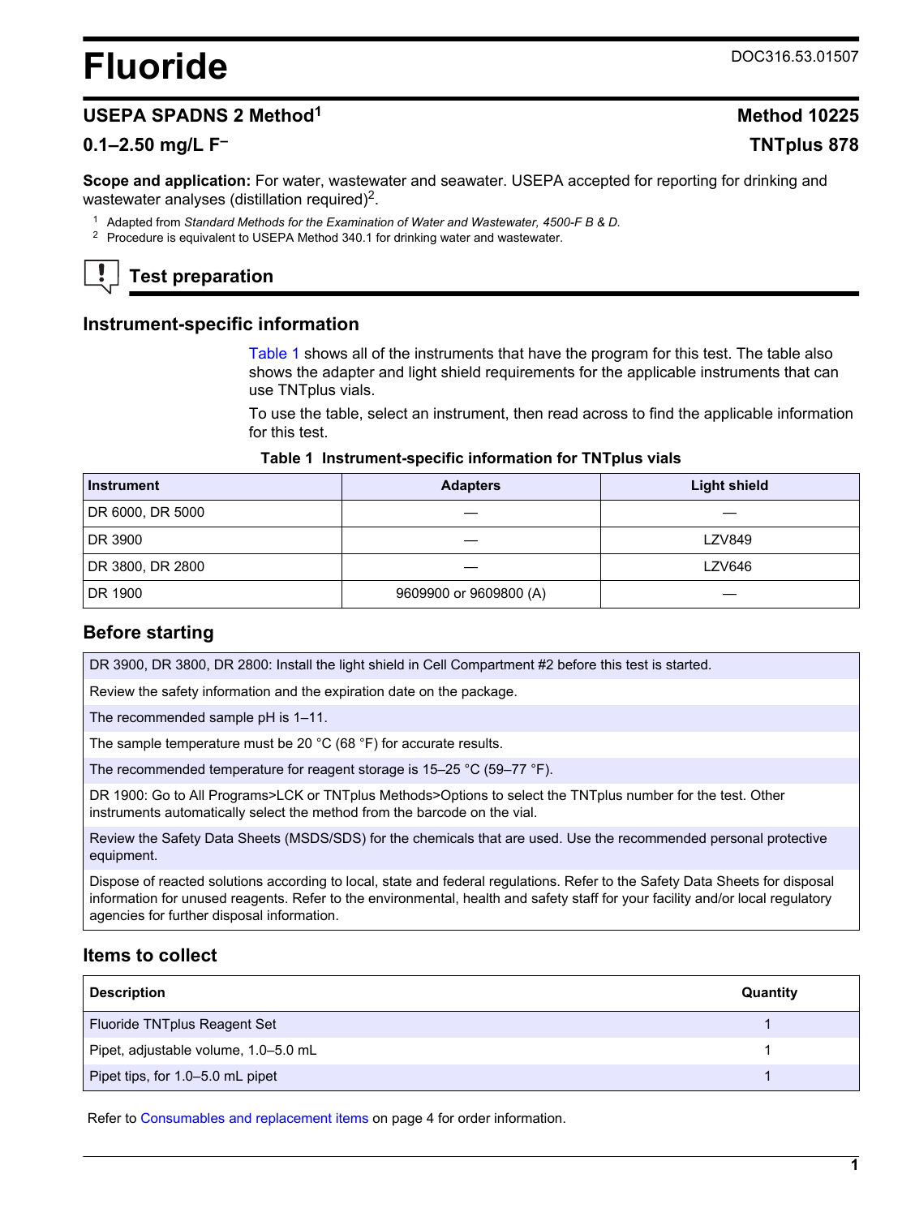# Fluoride

DOC316.53.01507

## USEPA SPADNS 2 Method[1] — Method 10225

## 0.1–2.50 mg/L $F^-$ — TNTplus 878

**Scope and application:** For water, wastewater and seawater. USEPA accepted for reporting for drinking and wastewater analyses (distillation required)[2].

[1] Adapted from *Standard Methods for the Examination of Water and Wastewater, 4500-F B & D.*

[2] Procedure is equivalent to USEPA Method 340.1 for drinking water and wastewater.

## Test preparation

### Instrument-specific information

Table 1 shows all of the instruments that have the program for this test. The table also shows the adapter and light shield requirements for the applicable instruments that can use TNTplus vials.

To use the table, select an instrument, then read across to find the applicable information for this test.

**Table 1 Instrument-specific information for TNTplus vials**

| Instrument | Adapters | Light shield |
| --- | --- | --- |
| DR 6000, DR 5000 | — | — |
| DR 3900 | — | LZV849 |
| DR 3800, DR 2800 | — | LZV646 |
| DR 1900 | 9609900 or 9609800 (A) | — |

### Before starting

| |
| --- |
| DR 3900, DR 3800, DR 2800: Install the light shield in Cell Compartment #2 before this test is started. |
| Review the safety information and the expiration date on the package. |
| The recommended sample pH is 1–11. |
| The sample temperature must be 20 °C (68 °F) for accurate results. |
| The recommended temperature for reagent storage is 15–25 °C (59–77 °F). |
| DR 1900: Go to All Programs>LCK or TNTplus Methods>Options to select the TNTplus number for the test. Other instruments automatically select the method from the barcode on the vial. |
| Review the Safety Data Sheets (MSDS/SDS) for the chemicals that are used. Use the recommended personal protective equipment. |
| Dispose of reacted solutions according to local, state and federal regulations. Refer to the Safety Data Sheets for disposal information for unused reagents. Refer to the environmental, health and safety staff for your facility and/or local regulatory agencies for further disposal information. |

### Items to collect

| Description | Quantity |
| --- | --- |
| Fluoride TNTplus Reagent Set | 1 |
| Pipet, adjustable volume, 1.0–5.0 mL | 1 |
| Pipet tips, for 1.0–5.0 mL pipet | 1 |

Refer to Consumables and replacement items on page 4 for order information.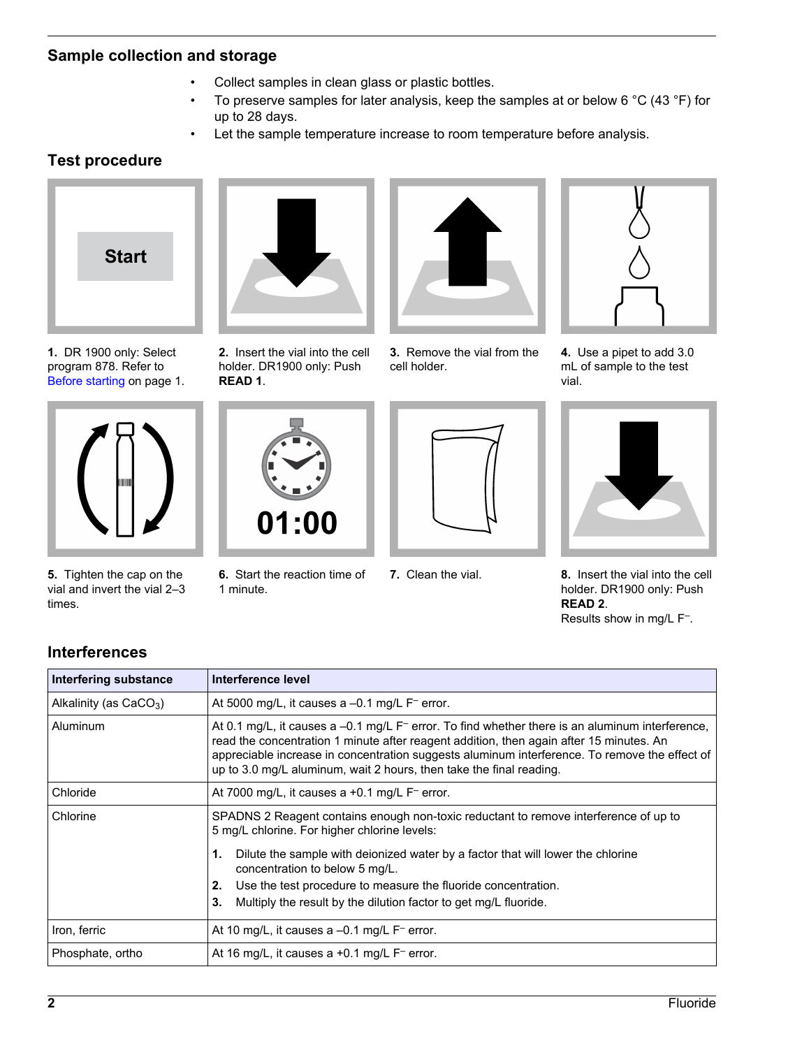## Sample collection and storage

- Collect samples in clean glass or plastic bottles.
- To preserve samples for later analysis, keep the samples at or below 6 °C (43 °F) for up to 28 days.
- Let the sample temperature increase to room temperature before analysis.

## Test procedure

1. DR 1900 only: Select program 878. Refer to Before starting on page 1.
2. Insert the vial into the cell holder. DR1900 only: Push **READ 1**.
3. Remove the vial from the cell holder.
4. Use a pipet to add 3.0 mL of sample to the test vial.
5. Tighten the cap on the vial and invert the vial 2–3 times.
6. Start the reaction time of 1 minute.
7. Clean the vial.
8. Insert the vial into the cell holder. DR1900 only: Push **READ 2**.
Results show in mg/L $F^-$.

## Interferences

| Interfering substance | Interference level |
| --- | --- |
| Alkalinity (as $CaCO_3$) | At 5000 mg/L, it causes a –0.1 mg/L $F^-$ error. |
| Aluminum | At 0.1 mg/L, it causes a –0.1 mg/L $F^-$ error. To find whether there is an aluminum interference, read the concentration 1 minute after reagent addition, then again after 15 minutes. An appreciable increase in concentration suggests aluminum interference. To remove the effect of up to 3.0 mg/L aluminum, wait 2 hours, then take the final reading. |
| Chloride | At 7000 mg/L, it causes a +0.1 mg/L $F^-$ error. |
| Chlorine | SPADNS 2 Reagent contains enough non-toxic reductant to remove interference of up to 5 mg/L chlorine. For higher chlorine levels: 1. Dilute the sample with deionized water by a factor that will lower the chlorine concentration to below 5 mg/L. 2. Use the test procedure to measure the fluoride concentration. 3. Multiply the result by the dilution factor to get mg/L fluoride. |
| Iron, ferric | At 10 mg/L, it causes a –0.1 mg/L $F^-$ error. |
| Phosphate, ortho | At 16 mg/L, it causes a +0.1 mg/L $F^-$ error. |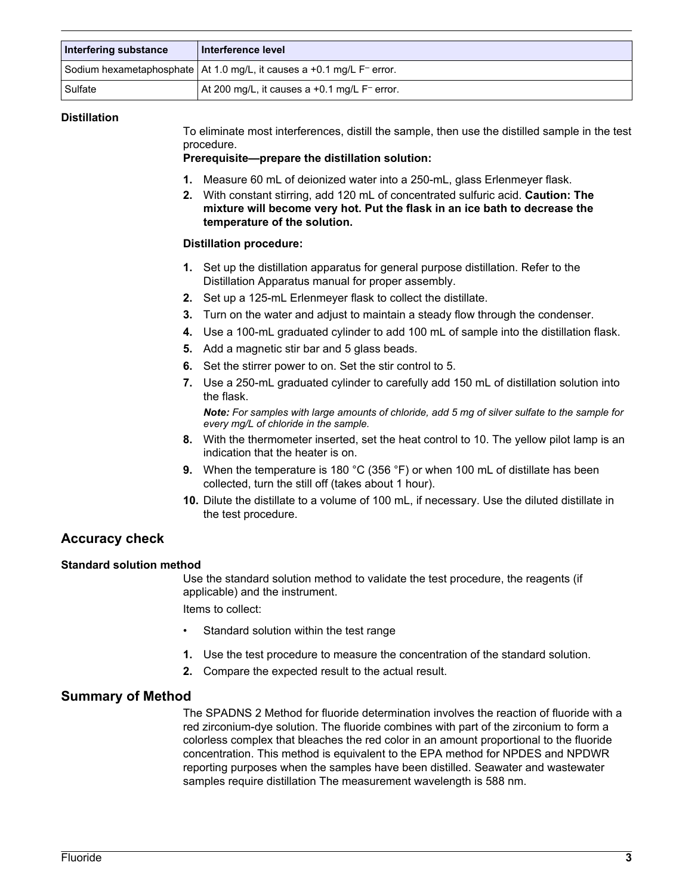| Interfering substance | Interference level |
| --- | --- |
| Sodium hexametaphosphate | At 1.0 mg/L, it causes a +0.1 mg/L $F^{-}$ error. |
| Sulfate | At 200 mg/L, it causes a +0.1 mg/L $F^{-}$ error. |

### Distillation

To eliminate most interferences, distill the sample, then use the distilled sample in the test procedure.

**Prerequisite—prepare the distillation solution:**

1. Measure 60 mL of deionized water into a 250-mL, glass Erlenmeyer flask.
2. With constant stirring, add 120 mL of concentrated sulfuric acid. **Caution: The mixture will become very hot. Put the flask in an ice bath to decrease the temperature of the solution.**

**Distillation procedure:**

1. Set up the distillation apparatus for general purpose distillation. Refer to the Distillation Apparatus manual for proper assembly.
2. Set up a 125-mL Erlenmeyer flask to collect the distillate.
3. Turn on the water and adjust to maintain a steady flow through the condenser.
4. Use a 100-mL graduated cylinder to add 100 mL of sample into the distillation flask.
5. Add a magnetic stir bar and 5 glass beads.
6. Set the stirrer power to on. Set the stir control to 5.
7. Use a 250-mL graduated cylinder to carefully add 150 mL of distillation solution into the flask.

   ***Note:*** *For samples with large amounts of chloride, add 5 mg of silver sulfate to the sample for every mg/L of chloride in the sample.*
8. With the thermometer inserted, set the heat control to 10. The yellow pilot lamp is an indication that the heater is on.
9. When the temperature is 180 °C (356 °F) or when 100 mL of distillate has been collected, turn the still off (takes about 1 hour).
10. Dilute the distillate to a volume of 100 mL, if necessary. Use the diluted distillate in the test procedure.

## Accuracy check

### Standard solution method

Use the standard solution method to validate the test procedure, the reagents (if applicable) and the instrument.

Items to collect:

- Standard solution within the test range

1. Use the test procedure to measure the concentration of the standard solution.
2. Compare the expected result to the actual result.

## Summary of Method

The SPADNS 2 Method for fluoride determination involves the reaction of fluoride with a red zirconium-dye solution. The fluoride combines with part of the zirconium to form a colorless complex that bleaches the red color in an amount proportional to the fluoride concentration. This method is equivalent to the EPA method for NPDES and NPDWR reporting purposes when the samples have been distilled. Seawater and wastewater samples require distillation The measurement wavelength is 588 nm.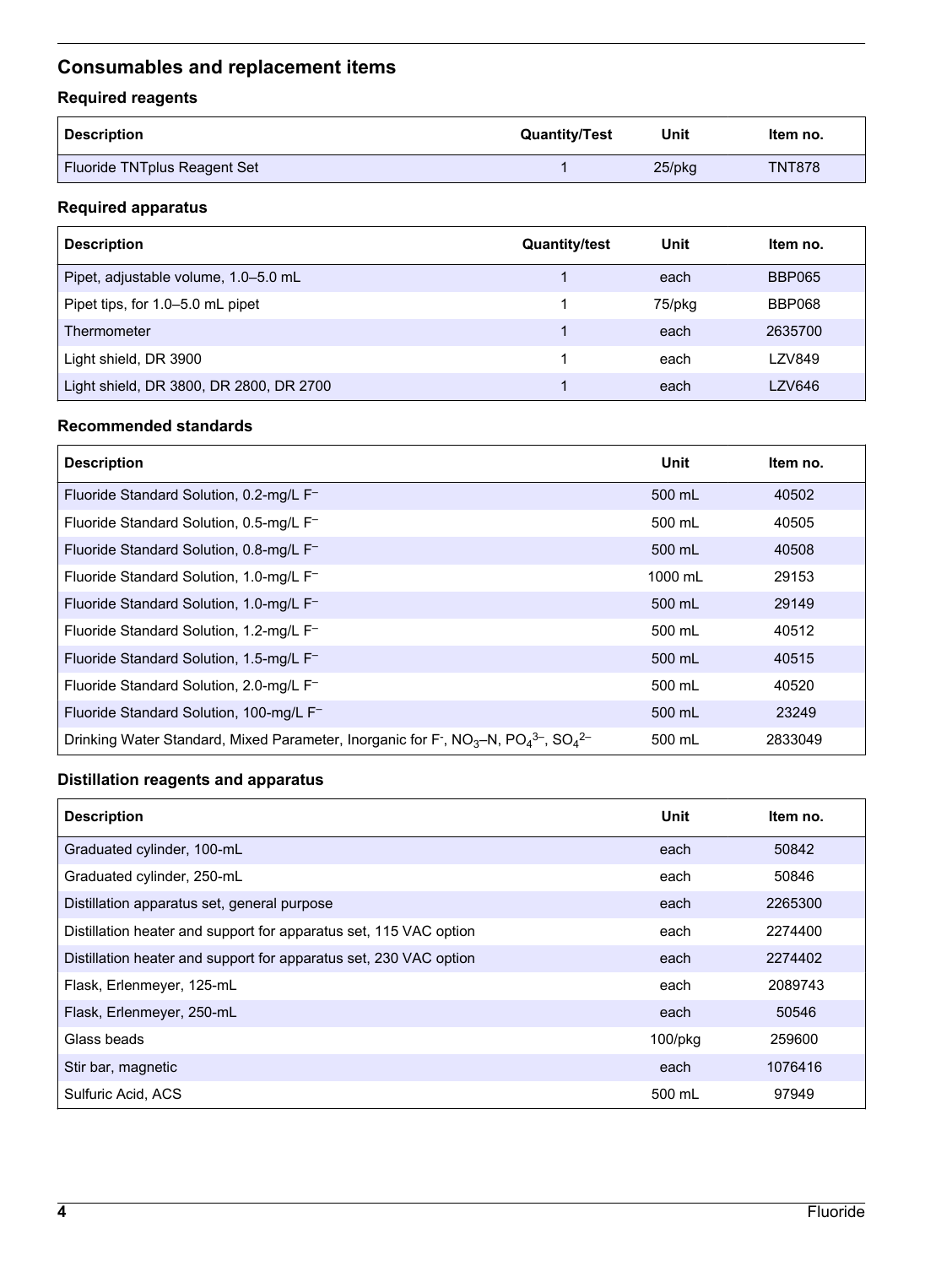## Consumables and replacement items

### Required reagents

| Description | Quantity/Test | Unit | Item no. |
|---|---|---|---|
| Fluoride TNTplus Reagent Set | 1 | 25/pkg | TNT878 |

### Required apparatus

| Description | Quantity/test | Unit | Item no. |
|---|---|---|---|
| Pipet, adjustable volume, 1.0–5.0 mL | 1 | each | BBP065 |
| Pipet tips, for 1.0–5.0 mL pipet | 1 | 75/pkg | BBP068 |
| Thermometer | 1 | each | 2635700 |
| Light shield, DR 3900 | 1 | each | LZV849 |
| Light shield, DR 3800, DR 2800, DR 2700 | 1 | each | LZV646 |

### Recommended standards

| Description | Unit | Item no. |
|---|---|---|
| Fluoride Standard Solution, 0.2-mg/L $F^–$ | 500 mL | 40502 |
| Fluoride Standard Solution, 0.5-mg/L $F^–$ | 500 mL | 40505 |
| Fluoride Standard Solution, 0.8-mg/L $F^–$ | 500 mL | 40508 |
| Fluoride Standard Solution, 1.0-mg/L $F^–$ | 1000 mL | 29153 |
| Fluoride Standard Solution, 1.0-mg/L $F^–$ | 500 mL | 29149 |
| Fluoride Standard Solution, 1.2-mg/L $F^–$ | 500 mL | 40512 |
| Fluoride Standard Solution, 1.5-mg/L $F^–$ | 500 mL | 40515 |
| Fluoride Standard Solution, 2.0-mg/L $F^–$ | 500 mL | 40520 |
| Fluoride Standard Solution, 100-mg/L $F^–$ | 500 mL | 23249 |
| Drinking Water Standard, Mixed Parameter, Inorganic for $F^-$, $NO_3$–N, $PO_4^{3–}$, $SO_4^{2–}$ | 500 mL | 2833049 |

### Distillation reagents and apparatus

| Description | Unit | Item no. |
|---|---|---|
| Graduated cylinder, 100-mL | each | 50842 |
| Graduated cylinder, 250-mL | each | 50846 |
| Distillation apparatus set, general purpose | each | 2265300 |
| Distillation heater and support for apparatus set, 115 VAC option | each | 2274400 |
| Distillation heater and support for apparatus set, 230 VAC option | each | 2274402 |
| Flask, Erlenmeyer, 125-mL | each | 2089743 |
| Flask, Erlenmeyer, 250-mL | each | 50546 |
| Glass beads | 100/pkg | 259600 |
| Stir bar, magnetic | each | 1076416 |
| Sulfuric Acid, ACS | 500 mL | 97949 |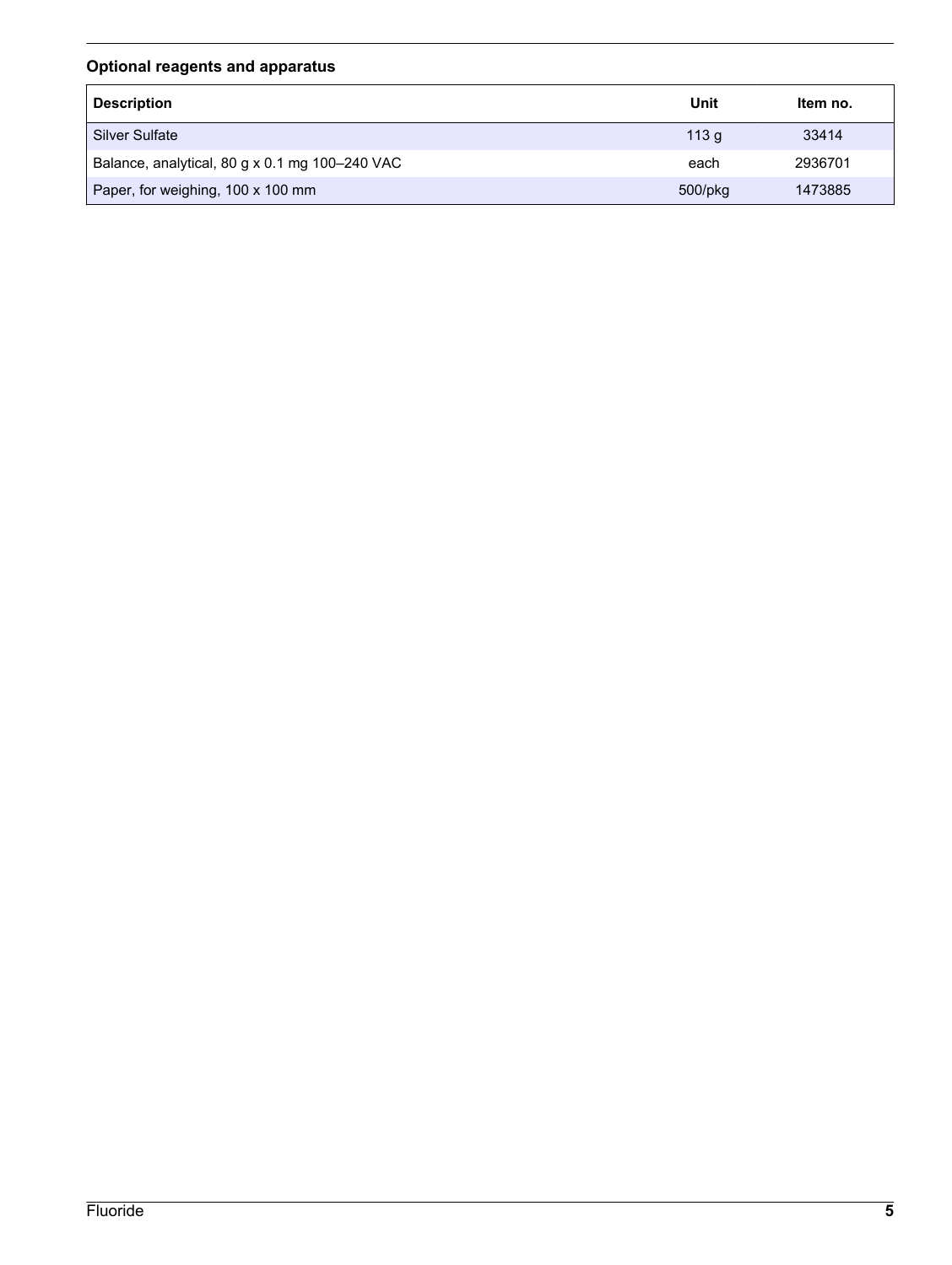### Optional reagents and apparatus

| Description | Unit | Item no. |
|---|---|---|
| Silver Sulfate | 113 g | 33414 |
| Balance, analytical, 80 g x 0.1 mg 100–240 VAC | each | 2936701 |
| Paper, for weighing, 100 x 100 mm | 500/pkg | 1473885 |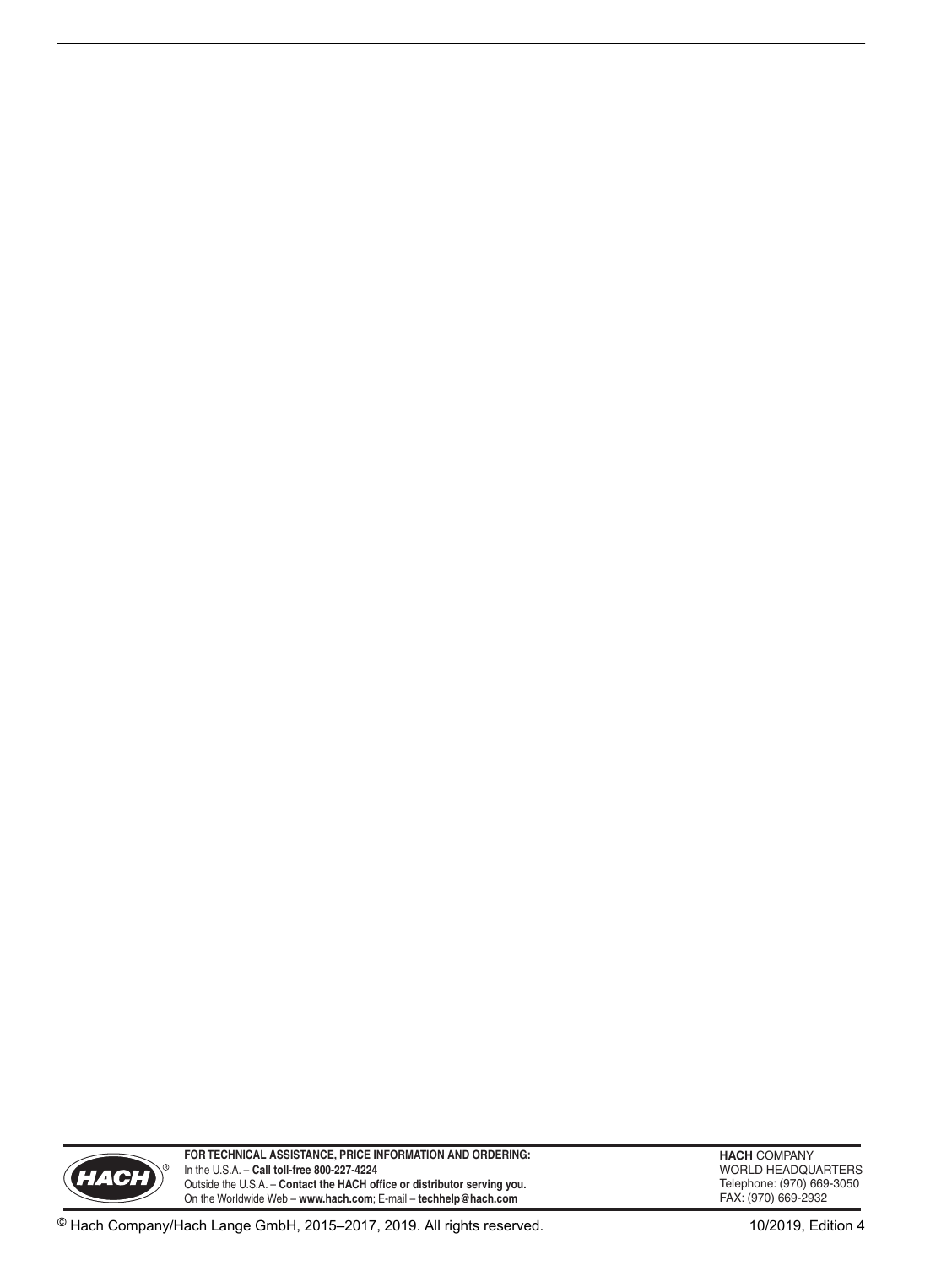**FOR TECHNICAL ASSISTANCE, PRICE INFORMATION AND ORDERING:**
In the U.S.A. – **Call toll-free 800-227-4224**
Outside the U.S.A. – **Contact the HACH office or distributor serving you.**
On the Worldwide Web – **www.hach.com**; E-mail – **techhelp@hach.com**

**HACH** COMPANY
WORLD HEADQUARTERS
Telephone: (970) 669-3050
FAX: (970) 669-2932

© Hach Company/Hach Lange GmbH, 2015–2017, 2019. All rights reserved.

10/2019, Edition 4